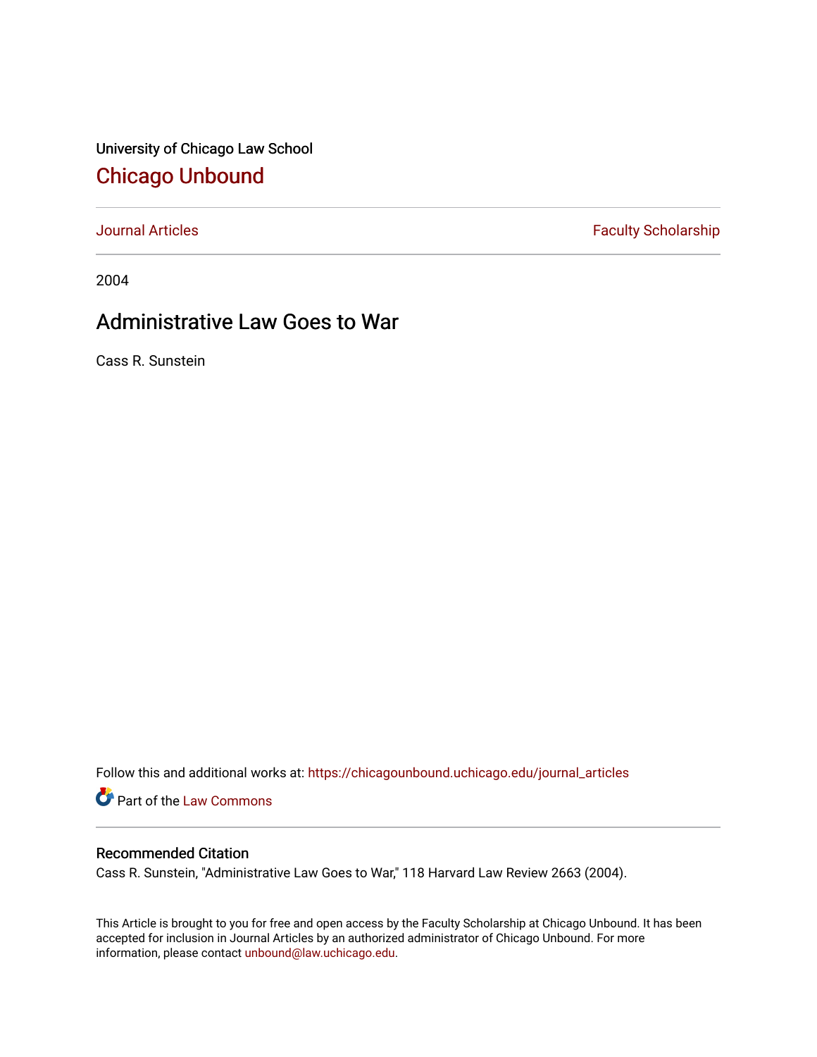University of Chicago Law School

## Chicago Unbound

Journal Articles | Faculty Scholarship

2004

# Administrative Law Goes to War

Cass R. Sunstein

Follow this and additional works at: https://chicagounbound.uchicago.edu/journal_articles

Part of the Law Commons

### Recommended Citation

Cass R. Sunstein, "Administrative Law Goes to War," 118 Harvard Law Review 2663 (2004).

This Article is brought to you for free and open access by the Faculty Scholarship at Chicago Unbound. It has been accepted for inclusion in Journal Articles by an authorized administrator of Chicago Unbound. For more information, please contact unbound@law.uchicago.edu.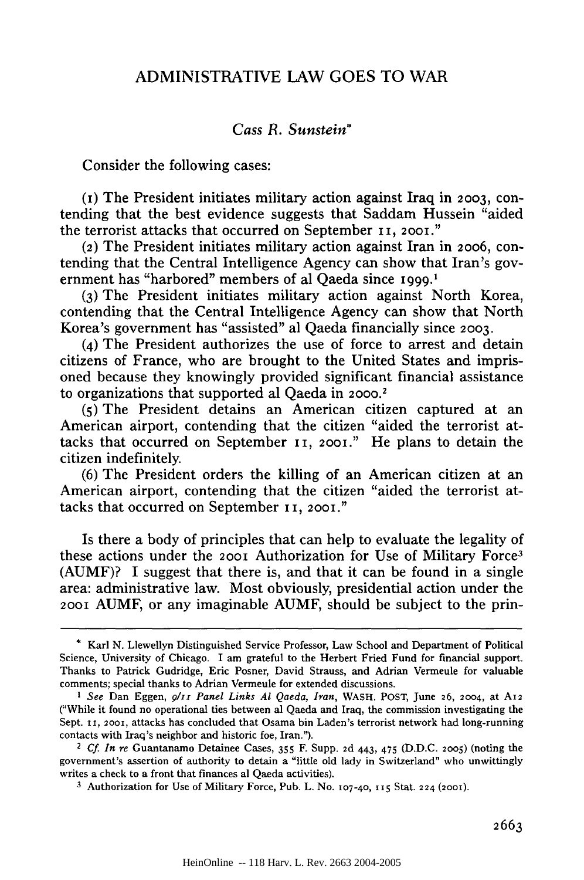# ADMINISTRATIVE LAW GOES TO WAR

*Cass R. Sunstein*\*

Consider the following cases:

(1) The President initiates military action against Iraq in 2003, contending that the best evidence suggests that Saddam Hussein "aided the terrorist attacks that occurred on September 11, 2001."

(2) The President initiates military action against Iran in 2006, contending that the Central Intelligence Agency can show that Iran's government has "harbored" members of al Qaeda since 1999.[1]

(3) The President initiates military action against North Korea, contending that the Central Intelligence Agency can show that North Korea's government has "assisted" al Qaeda financially since 2003.

(4) The President authorizes the use of force to arrest and detain citizens of France, who are brought to the United States and imprisoned because they knowingly provided significant financial assistance to organizations that supported al Qaeda in 2000.[2]

(5) The President detains an American citizen captured at an American airport, contending that the citizen "aided the terrorist attacks that occurred on September 11, 2001." He plans to detain the citizen indefinitely.

(6) The President orders the killing of an American citizen at an American airport, contending that the citizen "aided the terrorist attacks that occurred on September 11, 2001."

Is there a body of principles that can help to evaluate the legality of these actions under the 2001 Authorization for Use of Military Force[3] (AUMF)? I suggest that there is, and that it can be found in a single area: administrative law. Most obviously, presidential action under the 2001 AUMF, or any imaginable AUMF, should be subject to the prin-

---

\* Karl N. Llewellyn Distinguished Service Professor, Law School and Department of Political Science, University of Chicago. I am grateful to the Herbert Fried Fund for financial support. Thanks to Patrick Gudridge, Eric Posner, David Strauss, and Adrian Vermeule for valuable comments; special thanks to Adrian Vermeule for extended discussions.

[1] *See* Dan Eggen, *9/11 Panel Links Al Qaeda, Iran*, WASH. POST, June 26, 2004, at A12 ("While it found no operational ties between al Qaeda and Iraq, the commission investigating the Sept. 11, 2001, attacks has concluded that Osama bin Laden's terrorist network had long-running contacts with Iraq's neighbor and historic foe, Iran.").

[2] *Cf. In re* Guantanamo Detainee Cases, 355 F. Supp. 2d 443, 475 (D.D.C. 2005) (noting the government's assertion of authority to detain a "little old lady in Switzerland" who unwittingly writes a check to a front that finances al Qaeda activities).

[3] Authorization for Use of Military Force, Pub. L. No. 107-40, 115 Stat. 224 (2001).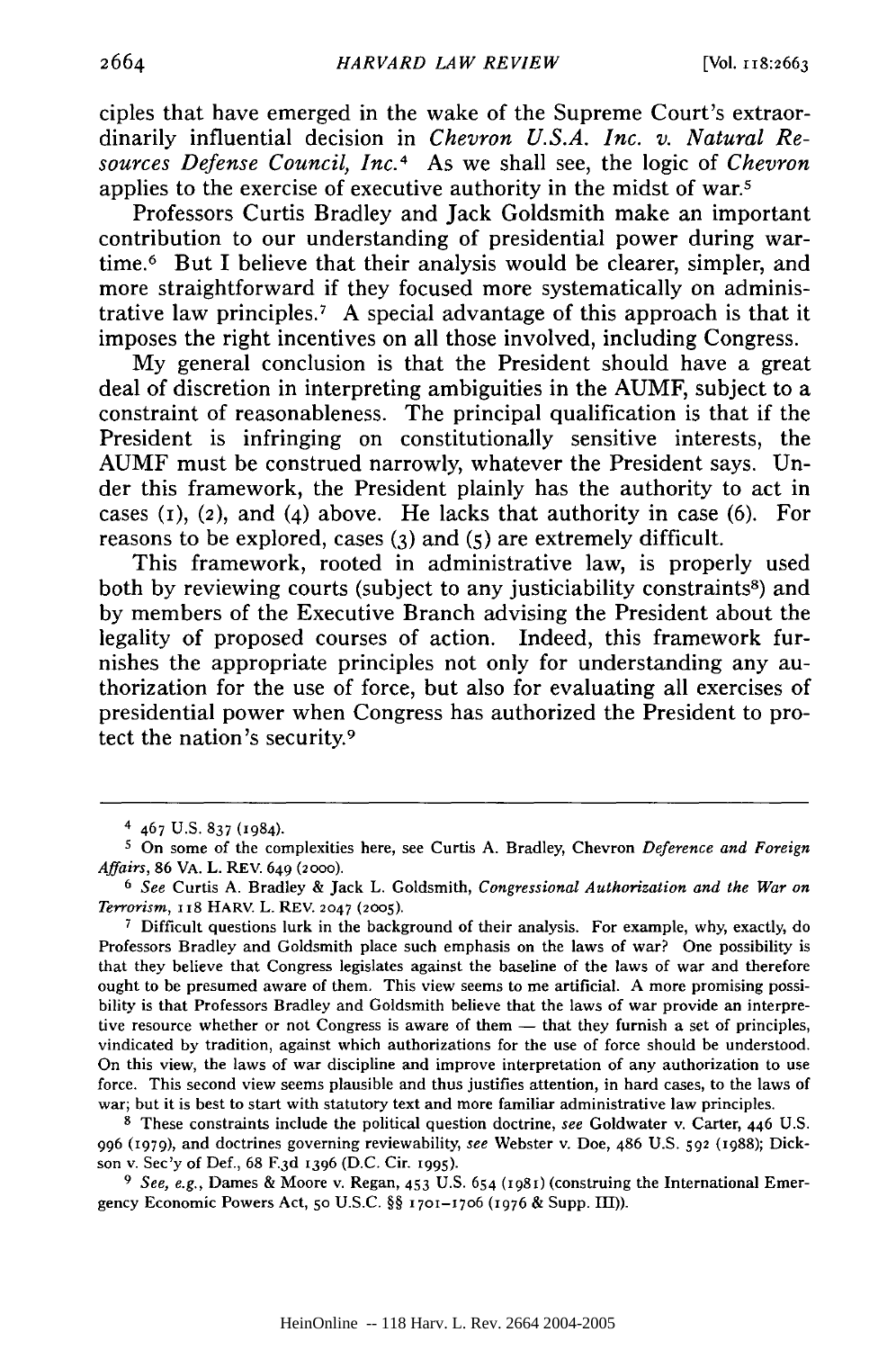ciples that have emerged in the wake of the Supreme Court's extraordinarily influential decision in *Chevron U.S.A. Inc. v. Natural Resources Defense Council, Inc.*[4] As we shall see, the logic of *Chevron* applies to the exercise of executive authority in the midst of war.[5]

Professors Curtis Bradley and Jack Goldsmith make an important contribution to our understanding of presidential power during wartime.[6] But I believe that their analysis would be clearer, simpler, and more straightforward if they focused more systematically on administrative law principles.[7] A special advantage of this approach is that it imposes the right incentives on all those involved, including Congress.

My general conclusion is that the President should have a great deal of discretion in interpreting ambiguities in the AUMF, subject to a constraint of reasonableness. The principal qualification is that if the President is infringing on constitutionally sensitive interests, the AUMF must be construed narrowly, whatever the President says. Under this framework, the President plainly has the authority to act in cases (1), (2), and (4) above. He lacks that authority in case (6). For reasons to be explored, cases (3) and (5) are extremely difficult.

This framework, rooted in administrative law, is properly used both by reviewing courts (subject to any justiciability constraints[8]) and by members of the Executive Branch advising the President about the legality of proposed courses of action. Indeed, this framework furnishes the appropriate principles not only for understanding any authorization for the use of force, but also for evaluating all exercises of presidential power when Congress has authorized the President to protect the nation's security.[9]

---

[4] 467 U.S. 837 (1984).

[5] On some of the complexities here, see Curtis A. Bradley, Chevron *Deference and Foreign Affairs*, 86 VA. L. REV. 649 (2000).

[6] *See* Curtis A. Bradley & Jack L. Goldsmith, *Congressional Authorization and the War on Terrorism*, 118 HARV. L. REV. 2047 (2005).

[7] Difficult questions lurk in the background of their analysis. For example, why, exactly, do Professors Bradley and Goldsmith place such emphasis on the laws of war? One possibility is that they believe that Congress legislates against the baseline of the laws of war and therefore ought to be presumed aware of them. This view seems to me artificial. A more promising possibility is that Professors Bradley and Goldsmith believe that the laws of war provide an interpretive resource whether or not Congress is aware of them — that they furnish a set of principles, vindicated by tradition, against which authorizations for the use of force should be understood. On this view, the laws of war discipline and improve interpretation of any authorization to use force. This second view seems plausible and thus justifies attention, in hard cases, to the laws of war; but it is best to start with statutory text and more familiar administrative law principles.

[8] These constraints include the political question doctrine, *see* Goldwater v. Carter, 446 U.S. 996 (1979), and doctrines governing reviewability, *see* Webster v. Doe, 486 U.S. 592 (1988); Dickson v. Sec'y of Def., 68 F.3d 1396 (D.C. Cir. 1995).

[9] *See, e.g.*, Dames & Moore v. Regan, 453 U.S. 654 (1981) (construing the International Emergency Economic Powers Act, 50 U.S.C. §§ 1701–1706 (1976 & Supp. III)).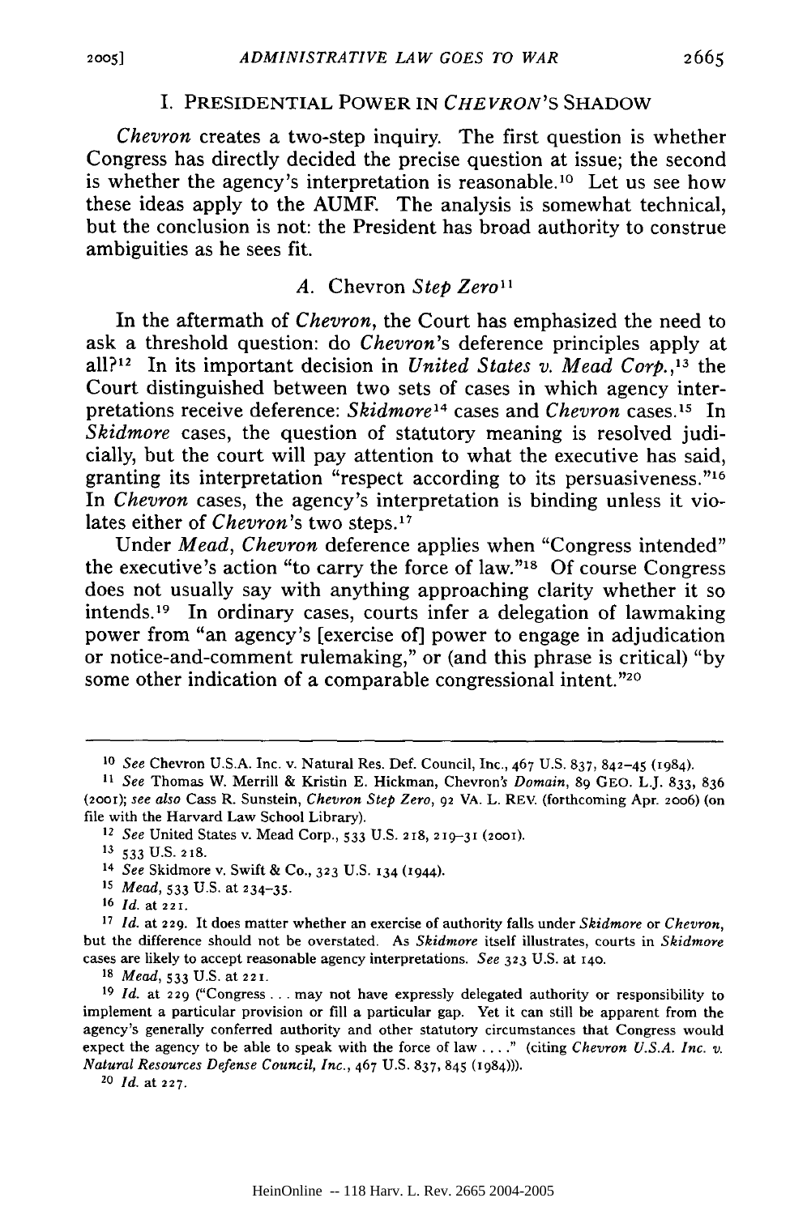## I. PRESIDENTIAL POWER IN *CHEVRON*'S SHADOW

*Chevron* creates a two-step inquiry. The first question is whether Congress has directly decided the precise question at issue; the second is whether the agency's interpretation is reasonable.[10] Let us see how these ideas apply to the AUMF. The analysis is somewhat technical, but the conclusion is not: the President has broad authority to construe ambiguities as he sees fit.

### A. Chevron *Step Zero*[11]

In the aftermath of *Chevron*, the Court has emphasized the need to ask a threshold question: do *Chevron*'s deference principles apply at all?[12] In its important decision in *United States v. Mead Corp.*,[13] the Court distinguished between two sets of cases in which agency interpretations receive deference: *Skidmore*[14] cases and *Chevron* cases.[15] In *Skidmore* cases, the question of statutory meaning is resolved judicially, but the court will pay attention to what the executive has said, granting its interpretation "respect according to its persuasiveness."[16] In *Chevron* cases, the agency's interpretation is binding unless it violates either of *Chevron*'s two steps.[17]

Under *Mead*, *Chevron* deference applies when "Congress intended" the executive's action "to carry the force of law."[18] Of course Congress does not usually say with anything approaching clarity whether it so intends.[19] In ordinary cases, courts infer a delegation of lawmaking power from "an agency's [exercise of] power to engage in adjudication or notice-and-comment rulemaking," or (and this phrase is critical) "by some other indication of a comparable congressional intent."[20]

---

[10] *See* Chevron U.S.A. Inc. v. Natural Res. Def. Council, Inc., 467 U.S. 837, 842–45 (1984).

[11] *See* Thomas W. Merrill & Kristin E. Hickman, Chevron's *Domain*, 89 GEO. L.J. 833, 836 (2001); *see also* Cass R. Sunstein, *Chevron Step Zero*, 92 VA. L. REV. (forthcoming Apr. 2006) (on file with the Harvard Law School Library).

[12] *See* United States v. Mead Corp., 533 U.S. 218, 219–31 (2001).

[13] 533 U.S. 218.

[14] *See* Skidmore v. Swift & Co., 323 U.S. 134 (1944).

[15] *Mead*, 533 U.S. at 234–35.

[16] *Id.* at 221.

[17] *Id.* at 229. It does matter whether an exercise of authority falls under *Skidmore* or *Chevron*, but the difference should not be overstated. As *Skidmore* itself illustrates, courts in *Skidmore* cases are likely to accept reasonable agency interpretations. *See* 323 U.S. at 140.

[18] *Mead*, 533 U.S. at 221.

[19] *Id.* at 229 ("Congress . . . may not have expressly delegated authority or responsibility to implement a particular provision or fill a particular gap. Yet it can still be apparent from the agency's generally conferred authority and other statutory circumstances that Congress would expect the agency to be able to speak with the force of law . . . ." (citing *Chevron U.S.A. Inc. v. Natural Resources Defense Council, Inc.*, 467 U.S. 837, 845 (1984))).

[20] *Id.* at 227.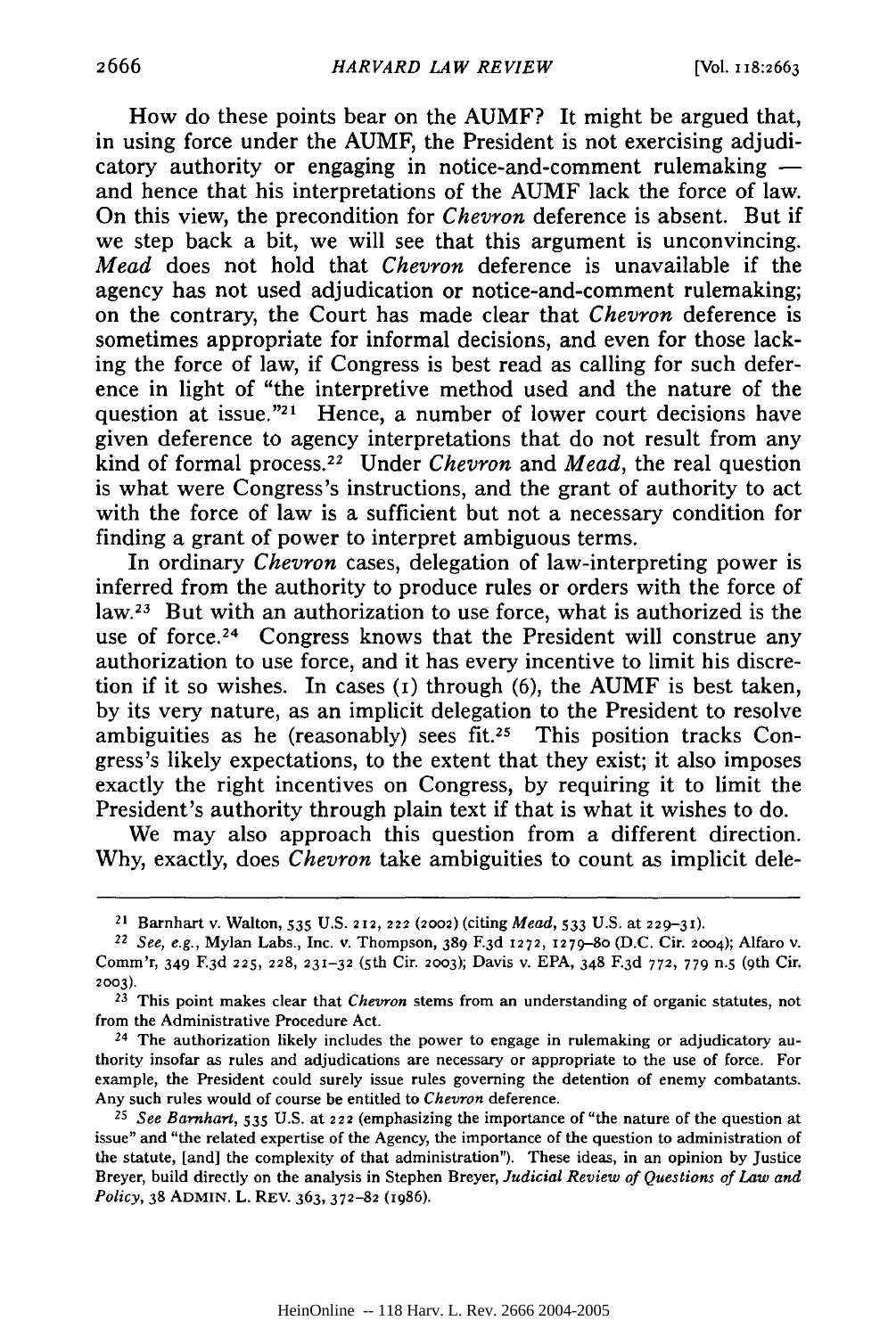How do these points bear on the AUMF? It might be argued that, in using force under the AUMF, the President is not exercising adjudicatory authority or engaging in notice-and-comment rulemaking — and hence that his interpretations of the AUMF lack the force of law. On this view, the precondition for *Chevron* deference is absent. But if we step back a bit, we will see that this argument is unconvincing. *Mead* does not hold that *Chevron* deference is unavailable if the agency has not used adjudication or notice-and-comment rulemaking; on the contrary, the Court has made clear that *Chevron* deference is sometimes appropriate for informal decisions, and even for those lacking the force of law, if Congress is best read as calling for such deference in light of "the interpretive method used and the nature of the question at issue."[21] Hence, a number of lower court decisions have given deference to agency interpretations that do not result from any kind of formal process.[22] Under *Chevron* and *Mead*, the real question is what were Congress's instructions, and the grant of authority to act with the force of law is a sufficient but not a necessary condition for finding a grant of power to interpret ambiguous terms.

In ordinary *Chevron* cases, delegation of law-interpreting power is inferred from the authority to produce rules or orders with the force of law.[23] But with an authorization to use force, what is authorized is the use of force.[24] Congress knows that the President will construe any authorization to use force, and it has every incentive to limit his discretion if it so wishes. In cases (1) through (6), the AUMF is best taken, by its very nature, as an implicit delegation to the President to resolve ambiguities as he (reasonably) sees fit.[25] This position tracks Congress's likely expectations, to the extent that they exist; it also imposes exactly the right incentives on Congress, by requiring it to limit the President's authority through plain text if that is what it wishes to do.

We may also approach this question from a different direction. Why, exactly, does *Chevron* take ambiguities to count as implicit dele-

---

[21] Barnhart v. Walton, 535 U.S. 212, 222 (2002) (citing *Mead*, 533 U.S. at 229–31).

[22] *See, e.g.*, Mylan Labs., Inc. v. Thompson, 389 F.3d 1272, 1279–80 (D.C. Cir. 2004); Alfaro v. Comm'r, 349 F.3d 225, 228, 231–32 (5th Cir. 2003); Davis v. EPA, 348 F.3d 772, 779 n.5 (9th Cir. 2003).

[23] This point makes clear that *Chevron* stems from an understanding of organic statutes, not from the Administrative Procedure Act.

[24] The authorization likely includes the power to engage in rulemaking or adjudicatory authority insofar as rules and adjudications are necessary or appropriate to the use of force. For example, the President could surely issue rules governing the detention of enemy combatants. Any such rules would of course be entitled to *Chevron* deference.

[25] *See Barnhart*, 535 U.S. at 222 (emphasizing the importance of "the nature of the question at issue" and "the related expertise of the Agency, the importance of the question to administration of the statute, [and] the complexity of that administration"). These ideas, in an opinion by Justice Breyer, build directly on the analysis in Stephen Breyer, *Judicial Review of Questions of Law and Policy*, 38 ADMIN. L. REV. 363, 372–82 (1986).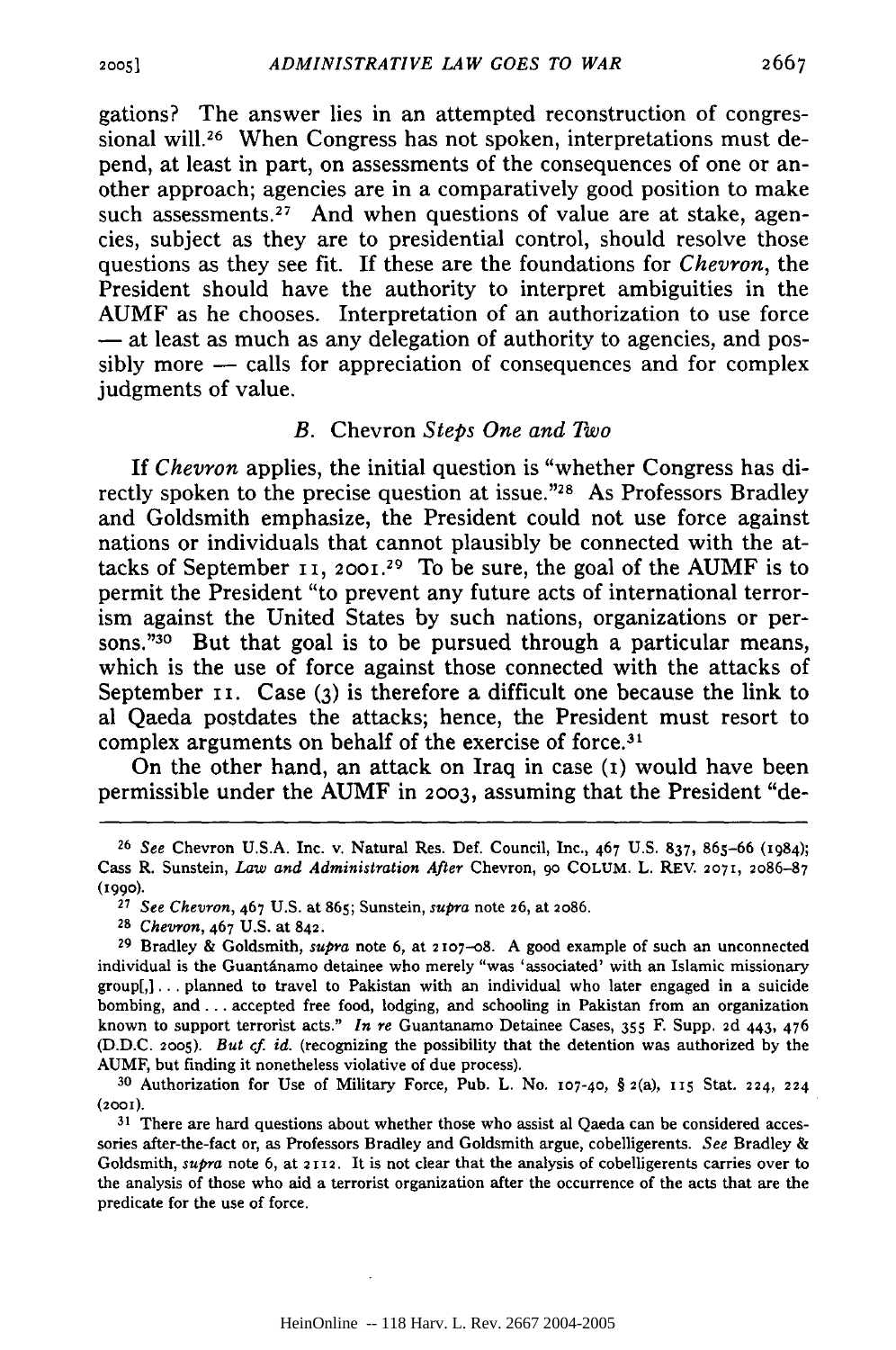gations? The answer lies in an attempted reconstruction of congressional will.[26] When Congress has not spoken, interpretations must depend, at least in part, on assessments of the consequences of one or another approach; agencies are in a comparatively good position to make such assessments.[27] And when questions of value are at stake, agencies, subject as they are to presidential control, should resolve those questions as they see fit. If these are the foundations for *Chevron*, the President should have the authority to interpret ambiguities in the AUMF as he chooses. Interpretation of an authorization to use force — at least as much as any delegation of authority to agencies, and possibly more — calls for appreciation of consequences and for complex judgments of value.

### *B.* Chevron *Steps One and Two*

If *Chevron* applies, the initial question is "whether Congress has directly spoken to the precise question at issue."[28] As Professors Bradley and Goldsmith emphasize, the President could not use force against nations or individuals that cannot plausibly be connected with the attacks of September 11, 2001.[29] To be sure, the goal of the AUMF is to permit the President "to prevent any future acts of international terrorism against the United States by such nations, organizations or persons."[30] But that goal is to be pursued through a particular means, which is the use of force against those connected with the attacks of September 11. Case (3) is therefore a difficult one because the link to al Qaeda postdates the attacks; hence, the President must resort to complex arguments on behalf of the exercise of force.[31]

On the other hand, an attack on Iraq in case (1) would have been permissible under the AUMF in 2003, assuming that the President "de-

---

[26] *See* Chevron U.S.A. Inc. v. Natural Res. Def. Council, Inc., 467 U.S. 837, 865–66 (1984); Cass R. Sunstein, *Law and Administration After* Chevron, 90 COLUM. L. REV. 2071, 2086–87 (1990).

[27] *See Chevron*, 467 U.S. at 865; Sunstein, *supra* note 26, at 2086.

[28] *Chevron*, 467 U.S. at 842.

[29] Bradley & Goldsmith, *supra* note 6, at 2107–08. A good example of such an unconnected individual is the Guantánamo detainee who merely "was 'associated' with an Islamic missionary group[,] . . . planned to travel to Pakistan with an individual who later engaged in a suicide bombing, and . . . accepted free food, lodging, and schooling in Pakistan from an organization known to support terrorist acts." *In re* Guantanamo Detainee Cases, 355 F. Supp. 2d 443, 476 (D.D.C. 2005). *But cf. id.* (recognizing the possibility that the detention was authorized by the AUMF, but finding it nonetheless violative of due process).

[30] Authorization for Use of Military Force, Pub. L. No. 107-40, § 2(a), 115 Stat. 224, 224 (2001).

[31] There are hard questions about whether those who assist al Qaeda can be considered accessories after-the-fact or, as Professors Bradley and Goldsmith argue, cobelligerents. *See* Bradley & Goldsmith, *supra* note 6, at 2112. It is not clear that the analysis of cobelligerents carries over to the analysis of those who aid a terrorist organization after the occurrence of the acts that are the predicate for the use of force.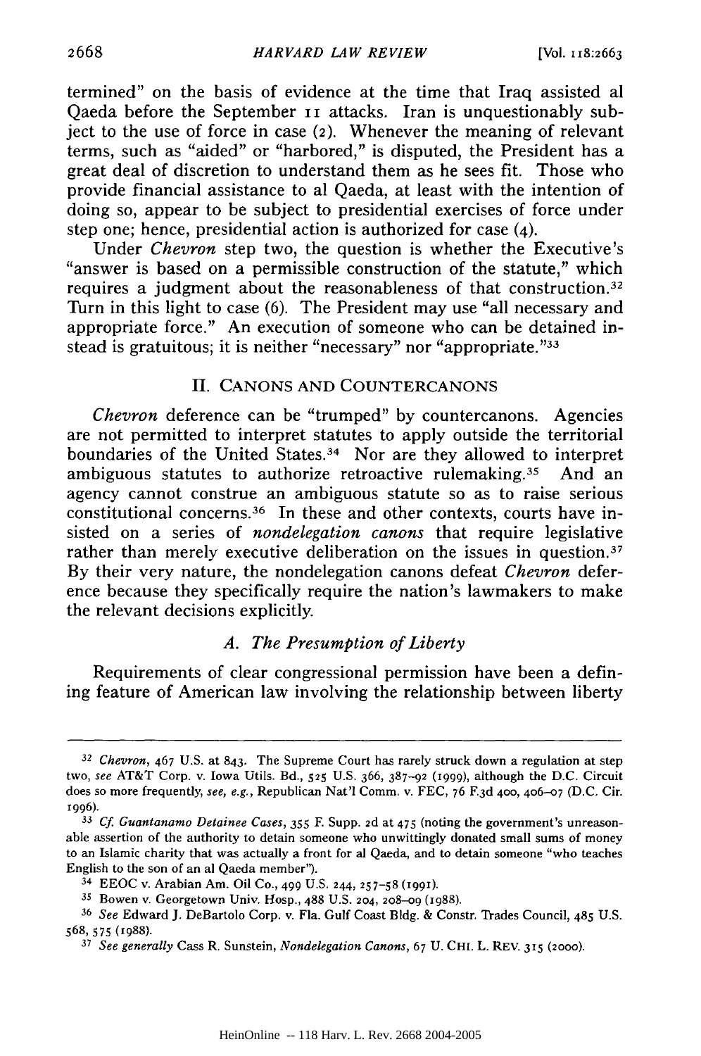termined" on the basis of evidence at the time that Iraq assisted al Qaeda before the September 11 attacks. Iran is unquestionably subject to the use of force in case (2). Whenever the meaning of relevant terms, such as "aided" or "harbored," is disputed, the President has a great deal of discretion to understand them as he sees fit. Those who provide financial assistance to al Qaeda, at least with the intention of doing so, appear to be subject to presidential exercises of force under step one; hence, presidential action is authorized for case (4).

Under *Chevron* step two, the question is whether the Executive's "answer is based on a permissible construction of the statute," which requires a judgment about the reasonableness of that construction.[32] Turn in this light to case (6). The President may use "all necessary and appropriate force." An execution of someone who can be detained instead is gratuitous; it is neither "necessary" nor "appropriate."[33]

## II. CANONS AND COUNTERCANONS

*Chevron* deference can be "trumped" by countercanons. Agencies are not permitted to interpret statutes to apply outside the territorial boundaries of the United States.[34] Nor are they allowed to interpret ambiguous statutes to authorize retroactive rulemaking.[35] And an agency cannot construe an ambiguous statute so as to raise serious constitutional concerns.[36] In these and other contexts, courts have insisted on a series of *nondelegation canons* that require legislative rather than merely executive deliberation on the issues in question.[37] By their very nature, the nondelegation canons defeat *Chevron* deference because they specifically require the nation's lawmakers to make the relevant decisions explicitly.

### *A. The Presumption of Liberty*

Requirements of clear congressional permission have been a defining feature of American law involving the relationship between liberty

---

[32] *Chevron*, 467 U.S. at 843. The Supreme Court has rarely struck down a regulation at step two, *see* AT&T Corp. v. Iowa Utils. Bd., 525 U.S. 366, 387–92 (1999), although the D.C. Circuit does so more frequently, *see, e.g.*, Republican Nat'l Comm. v. FEC, 76 F.3d 400, 406–07 (D.C. Cir. 1996).

[33] *Cf. Guantanamo Detainee Cases*, 355 F. Supp. 2d at 475 (noting the government's unreasonable assertion of the authority to detain someone who unwittingly donated small sums of money to an Islamic charity that was actually a front for al Qaeda, and to detain someone "who teaches English to the son of an al Qaeda member").

[34] EEOC v. Arabian Am. Oil Co., 499 U.S. 244, 257–58 (1991).

[35] Bowen v. Georgetown Univ. Hosp., 488 U.S. 204, 208–09 (1988).

[36] *See* Edward J. DeBartolo Corp. v. Fla. Gulf Coast Bldg. & Constr. Trades Council, 485 U.S. 568, 575 (1988).

[37] *See generally* Cass R. Sunstein, *Nondelegation Canons*, 67 U. CHI. L. REV. 315 (2000).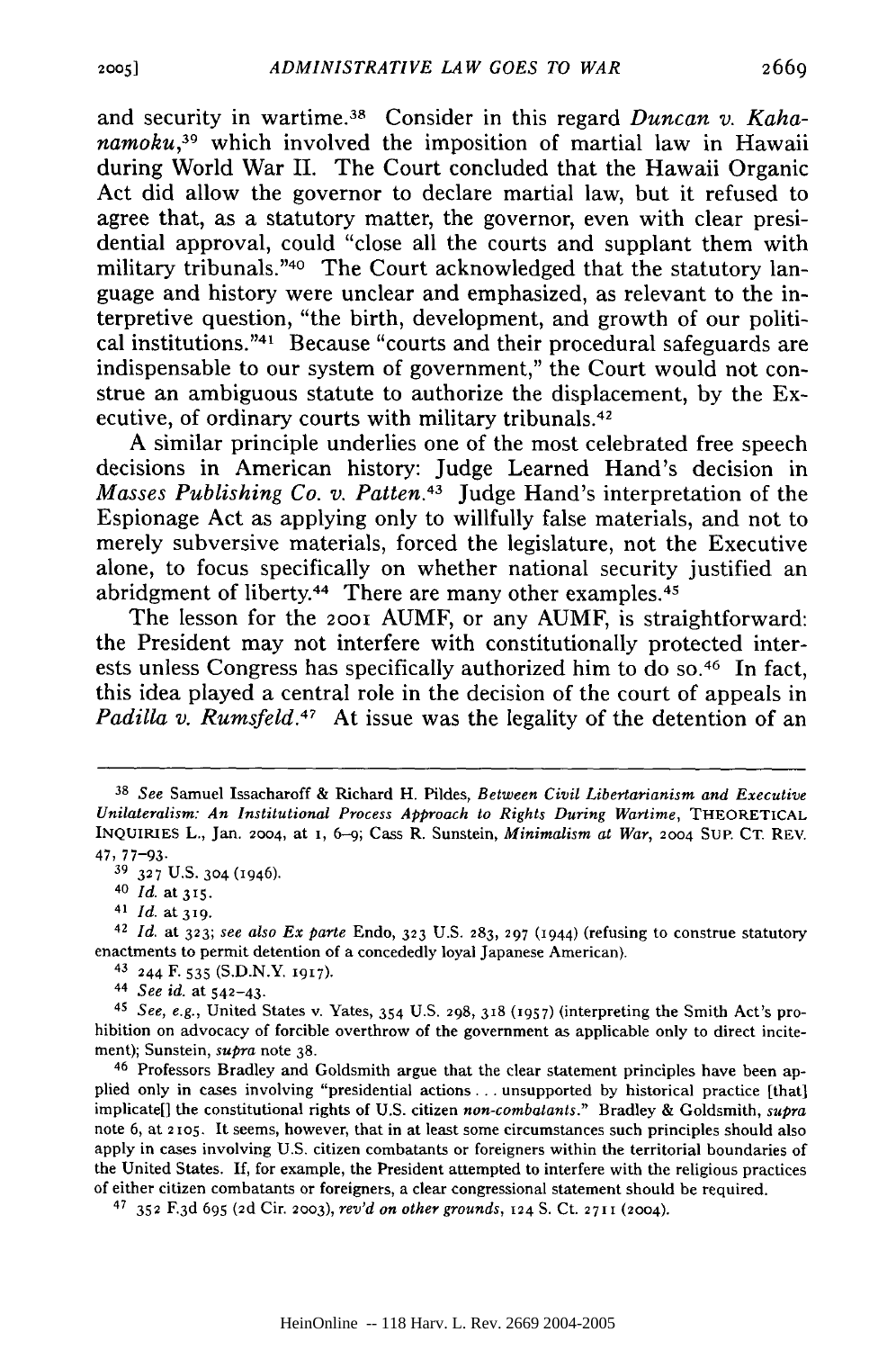and security in wartime.[38] Consider in this regard *Duncan v. Kahanamoku*,[39] which involved the imposition of martial law in Hawaii during World War II. The Court concluded that the Hawaii Organic Act did allow the governor to declare martial law, but it refused to agree that, as a statutory matter, the governor, even with clear presidential approval, could "close all the courts and supplant them with military tribunals."[40] The Court acknowledged that the statutory language and history were unclear and emphasized, as relevant to the interpretive question, "the birth, development, and growth of our political institutions."[41] Because "courts and their procedural safeguards are indispensable to our system of government," the Court would not construe an ambiguous statute to authorize the displacement, by the Executive, of ordinary courts with military tribunals.[42]

A similar principle underlies one of the most celebrated free speech decisions in American history: Judge Learned Hand's decision in *Masses Publishing Co. v. Patten*.[43] Judge Hand's interpretation of the Espionage Act as applying only to willfully false materials, and not to merely subversive materials, forced the legislature, not the Executive alone, to focus specifically on whether national security justified an abridgment of liberty.[44] There are many other examples.[45]

The lesson for the 2001 AUMF, or any AUMF, is straightforward: the President may not interfere with constitutionally protected interests unless Congress has specifically authorized him to do so.[46] In fact, this idea played a central role in the decision of the court of appeals in *Padilla v. Rumsfeld*.[47] At issue was the legality of the detention of an

---

[38] *See* Samuel Issacharoff & Richard H. Pildes, *Between Civil Libertarianism and Executive Unilateralism: An Institutional Process Approach to Rights During Wartime*, THEORETICAL INQUIRIES L., Jan. 2004, at 1, 6–9; Cass R. Sunstein, *Minimalism at War*, 2004 SUP. CT. REV. 47, 77–93.

[39] 327 U.S. 304 (1946).

[40] *Id.* at 315.

[41] *Id.* at 319.

[42] *Id.* at 323; *see also Ex parte* Endo, 323 U.S. 283, 297 (1944) (refusing to construe statutory enactments to permit detention of a concededly loyal Japanese American).

[43] 244 F. 535 (S.D.N.Y. 1917).

[44] *See id.* at 542–43.

[45] *See, e.g.*, United States v. Yates, 354 U.S. 298, 318 (1957) (interpreting the Smith Act's prohibition on advocacy of forcible overthrow of the government as applicable only to direct incitement); Sunstein, *supra* note 38.

[46] Professors Bradley and Goldsmith argue that the clear statement principles have been applied only in cases involving "presidential actions . . . unsupported by historical practice [that] implicate[] the constitutional rights of U.S. citizen *non-combatants*." Bradley & Goldsmith, *supra* note 6, at 2105. It seems, however, that in at least some circumstances such principles should also apply in cases involving U.S. citizen combatants or foreigners within the territorial boundaries of the United States. If, for example, the President attempted to interfere with the religious practices of either citizen combatants or foreigners, a clear congressional statement should be required.

[47] 352 F.3d 695 (2d Cir. 2003), *rev'd on other grounds*, 124 S. Ct. 2711 (2004).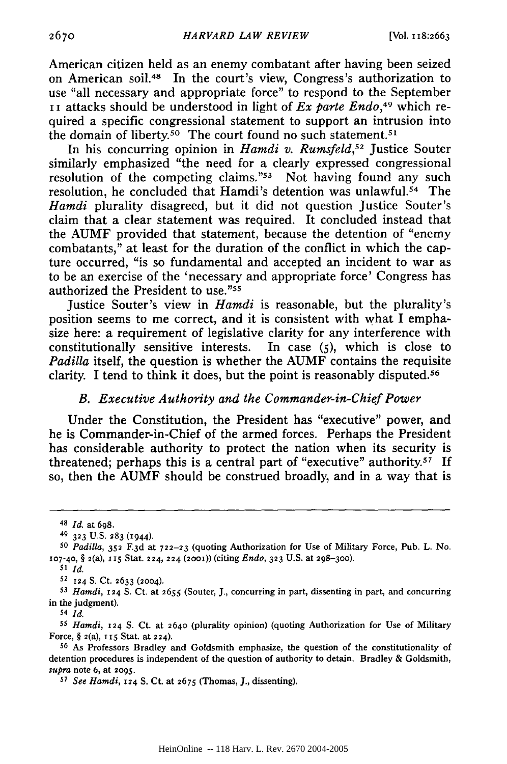American citizen held as an enemy combatant after having been seized on American soil.[48] In the court's view, Congress's authorization to use "all necessary and appropriate force" to respond to the September 11 attacks should be understood in light of *Ex parte Endo*,[49] which required a specific congressional statement to support an intrusion into the domain of liberty.[50] The court found no such statement.[51]

In his concurring opinion in *Hamdi v. Rumsfeld*,[52] Justice Souter similarly emphasized "the need for a clearly expressed congressional resolution of the competing claims."[53] Not having found any such resolution, he concluded that Hamdi's detention was unlawful.[54] The *Hamdi* plurality disagreed, but it did not question Justice Souter's claim that a clear statement was required. It concluded instead that the AUMF provided that statement, because the detention of "enemy combatants," at least for the duration of the conflict in which the capture occurred, "is so fundamental and accepted an incident to war as to be an exercise of the 'necessary and appropriate force' Congress has authorized the President to use."[55]

Justice Souter's view in *Hamdi* is reasonable, but the plurality's position seems to me correct, and it is consistent with what I emphasize here: a requirement of legislative clarity for any interference with constitutionally sensitive interests. In case (5), which is close to *Padilla* itself, the question is whether the AUMF contains the requisite clarity. I tend to think it does, but the point is reasonably disputed.[56]

### *B. Executive Authority and the Commander-in-Chief Power*

Under the Constitution, the President has "executive" power, and he is Commander-in-Chief of the armed forces. Perhaps the President has considerable authority to protect the nation when its security is threatened; perhaps this is a central part of "executive" authority.[57] If so, then the AUMF should be construed broadly, and in a way that is

---

[48] *Id.* at 698.

[49] 323 U.S. 283 (1944).

[50] *Padilla*, 352 F.3d at 722–23 (quoting Authorization for Use of Military Force, Pub. L. No. 107-40, § 2(a), 115 Stat. 224, 224 (2001)) (citing *Endo*, 323 U.S. at 298–300).

[51] *Id.*

[52] 124 S. Ct. 2633 (2004).

[53] *Hamdi*, 124 S. Ct. at 2655 (Souter, J., concurring in part, dissenting in part, and concurring in the judgment).

[54] *Id.*

[55] *Hamdi*, 124 S. Ct. at 2640 (plurality opinion) (quoting Authorization for Use of Military Force, § 2(a), 115 Stat. at 224).

[56] As Professors Bradley and Goldsmith emphasize, the question of the constitutionality of detention procedures is independent of the question of authority to detain. Bradley & Goldsmith, *supra* note 6, at 2095.

[57] *See Hamdi*, 124 S. Ct. at 2675 (Thomas, J., dissenting).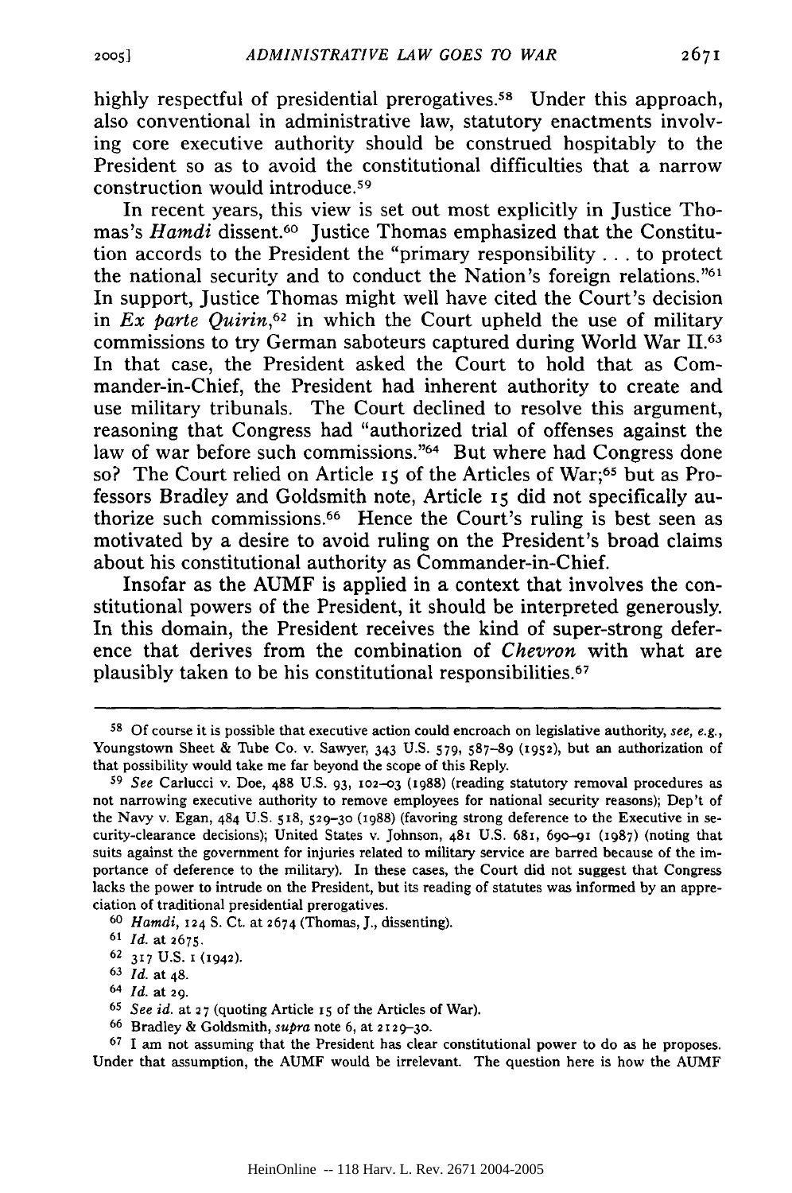highly respectful of presidential prerogatives.[58] Under this approach, also conventional in administrative law, statutory enactments involving core executive authority should be construed hospitably to the President so as to avoid the constitutional difficulties that a narrow construction would introduce.[59]

In recent years, this view is set out most explicitly in Justice Thomas's *Hamdi* dissent.[60] Justice Thomas emphasized that the Constitution accords to the President the "primary responsibility . . . to protect the national security and to conduct the Nation's foreign relations."[61] In support, Justice Thomas might well have cited the Court's decision in *Ex parte Quirin*,[62] in which the Court upheld the use of military commissions to try German saboteurs captured during World War II.[63] In that case, the President asked the Court to hold that as Commander-in-Chief, the President had inherent authority to create and use military tribunals. The Court declined to resolve this argument, reasoning that Congress had "authorized trial of offenses against the law of war before such commissions."[64] But where had Congress done so? The Court relied on Article 15 of the Articles of War;[65] but as Professors Bradley and Goldsmith note, Article 15 did not specifically authorize such commissions.[66] Hence the Court's ruling is best seen as motivated by a desire to avoid ruling on the President's broad claims about his constitutional authority as Commander-in-Chief.

Insofar as the AUMF is applied in a context that involves the constitutional powers of the President, it should be interpreted generously. In this domain, the President receives the kind of super-strong deference that derives from the combination of *Chevron* with what are plausibly taken to be his constitutional responsibilities.[67]

---

[58] Of course it is possible that executive action could encroach on legislative authority, *see, e.g.*, Youngstown Sheet & Tube Co. v. Sawyer, 343 U.S. 579, 587–89 (1952), but an authorization of that possibility would take me far beyond the scope of this Reply.

[59] *See* Carlucci v. Doe, 488 U.S. 93, 102–03 (1988) (reading statutory removal procedures as not narrowing executive authority to remove employees for national security reasons); Dep't of the Navy v. Egan, 484 U.S. 518, 529–30 (1988) (favoring strong deference to the Executive in security-clearance decisions); United States v. Johnson, 481 U.S. 681, 690–91 (1987) (noting that suits against the government for injuries related to military service are barred because of the importance of deference to the military). In these cases, the Court did not suggest that Congress lacks the power to intrude on the President, but its reading of statutes was informed by an appreciation of traditional presidential prerogatives.

[60] *Hamdi*, 124 S. Ct. at 2674 (Thomas, J., dissenting).

[61] *Id.* at 2675.

[62] 317 U.S. 1 (1942).

[63] *Id.* at 48.

[64] *Id.* at 29.

[65] *See id.* at 27 (quoting Article 15 of the Articles of War).

[66] Bradley & Goldsmith, *supra* note 6, at 2129–30.

[67] I am not assuming that the President has clear constitutional power to do as he proposes. Under that assumption, the AUMF would be irrelevant. The question here is how the AUMF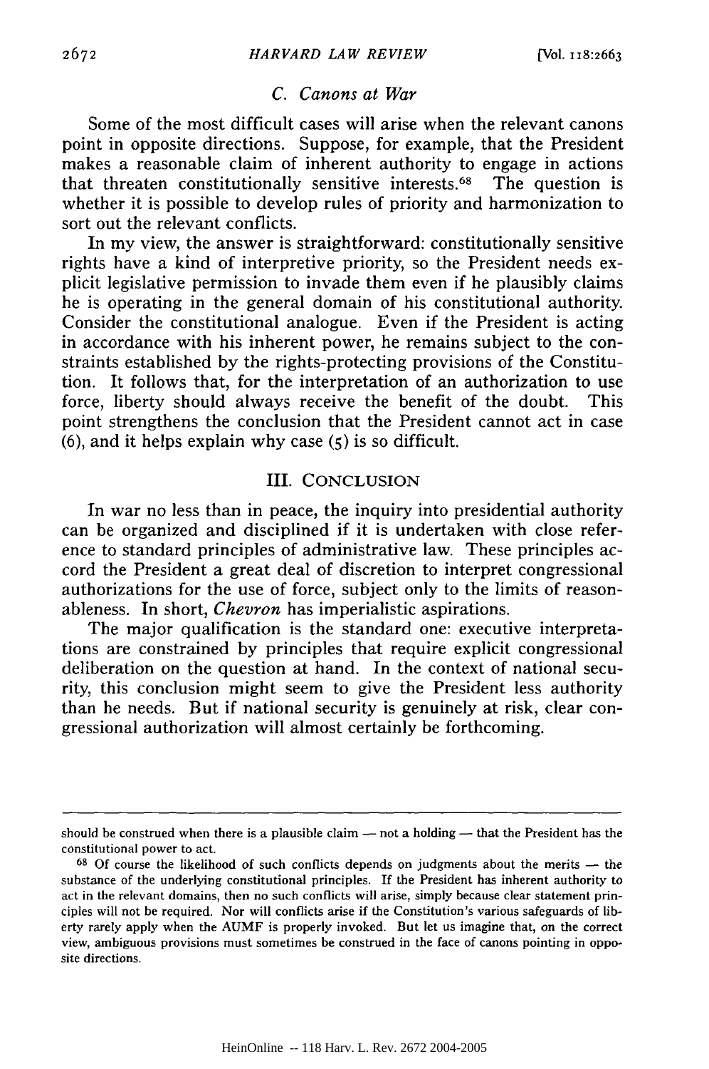### C. *Canons at War*

Some of the most difficult cases will arise when the relevant canons point in opposite directions. Suppose, for example, that the President makes a reasonable claim of inherent authority to engage in actions that threaten constitutionally sensitive interests.[68] The question is whether it is possible to develop rules of priority and harmonization to sort out the relevant conflicts.

In my view, the answer is straightforward: constitutionally sensitive rights have a kind of interpretive priority, so the President needs explicit legislative permission to invade them even if he plausibly claims he is operating in the general domain of his constitutional authority. Consider the constitutional analogue. Even if the President is acting in accordance with his inherent power, he remains subject to the constraints established by the rights-protecting provisions of the Constitution. It follows that, for the interpretation of an authorization to use force, liberty should always receive the benefit of the doubt. This point strengthens the conclusion that the President cannot act in case (6), and it helps explain why case (5) is so difficult.

## III. CONCLUSION

In war no less than in peace, the inquiry into presidential authority can be organized and disciplined if it is undertaken with close reference to standard principles of administrative law. These principles accord the President a great deal of discretion to interpret congressional authorizations for the use of force, subject only to the limits of reasonableness. In short, *Chevron* has imperialistic aspirations.

The major qualification is the standard one: executive interpretations are constrained by principles that require explicit congressional deliberation on the question at hand. In the context of national security, this conclusion might seem to give the President less authority than he needs. But if national security is genuinely at risk, clear congressional authorization will almost certainly be forthcoming.

---

should be construed when there is a plausible claim — not a holding — that the President has the constitutional power to act.

[68] Of course the likelihood of such conflicts depends on judgments about the merits — the substance of the underlying constitutional principles. If the President has inherent authority to act in the relevant domains, then no such conflicts will arise, simply because clear statement principles will not be required. Nor will conflicts arise if the Constitution's various safeguards of liberty rarely apply when the AUMF is properly invoked. But let us imagine that, on the correct view, ambiguous provisions must sometimes be construed in the face of canons pointing in opposite directions.